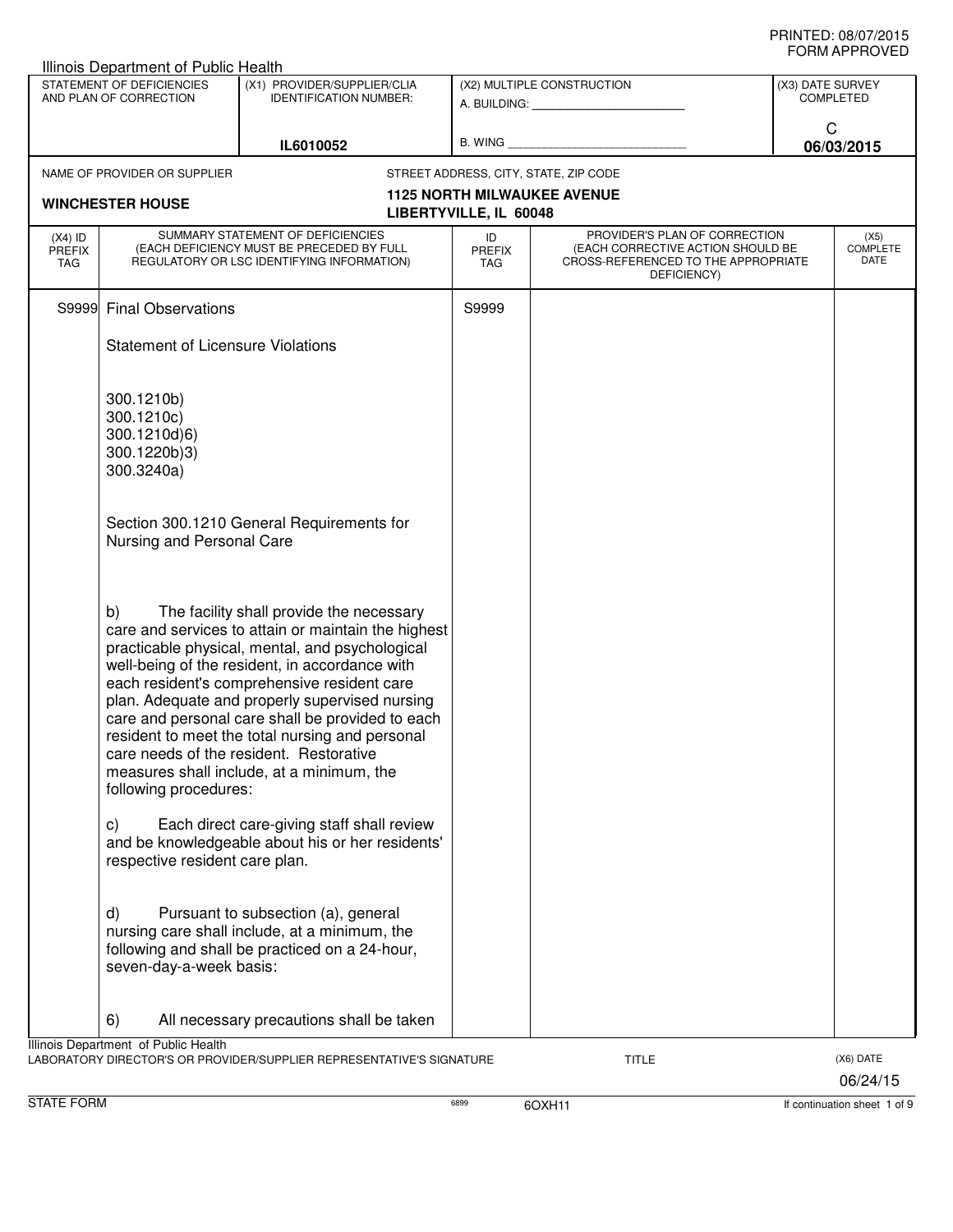PRINTED: 08/07/2015
FORM APPROVED

Illinois Department of Public Health

| STATEMENT OF DEFICIENCIES AND PLAN OF CORRECTION | (X1) PROVIDER/SUPPLIER/CLIA IDENTIFICATION NUMBER: | (X2) MULTIPLE CONSTRUCTION | (X3) DATE SURVEY COMPLETED |
|---|---|---|---|
| | IL6010052 | A. BUILDING: ______ B. WING ______ | C 06/03/2015 |

NAME OF PROVIDER OR SUPPLIER: **WINCHESTER HOUSE**

STREET ADDRESS, CITY, STATE, ZIP CODE: **1125 NORTH MILWAUKEE AVENUE, LIBERTYVILLE, IL 60048**

| (X4) ID PREFIX TAG | SUMMARY STATEMENT OF DEFICIENCIES (EACH DEFICIENCY MUST BE PRECEDED BY FULL REGULATORY OR LSC IDENTIFYING INFORMATION) | ID PREFIX TAG | PROVIDER'S PLAN OF CORRECTION (EACH CORRECTIVE ACTION SHOULD BE CROSS-REFERENCED TO THE APPROPRIATE DEFICIENCY) | (X5) COMPLETE DATE |
|---|---|---|---|---|
| S9999 | Final Observations | S9999 | | |

Statement of Licensure Violations

300.1210b)
300.1210c)
300.1210d)6)
300.1220b)3)
300.3240a)

Section 300.1210 General Requirements for Nursing and Personal Care

b) The facility shall provide the necessary care and services to attain or maintain the highest practicable physical, mental, and psychological well-being of the resident, in accordance with each resident's comprehensive resident care plan. Adequate and properly supervised nursing care and personal care shall be provided to each resident to meet the total nursing and personal care needs of the resident. Restorative measures shall include, at a minimum, the following procedures:

c) Each direct care-giving staff shall review and be knowledgeable about his or her residents' respective resident care plan.

d) Pursuant to subsection (a), general nursing care shall include, at a minimum, the following and shall be practiced on a 24-hour, seven-day-a-week basis:

6) All necessary precautions shall be taken

Illinois Department of Public Health
LABORATORY DIRECTOR'S OR PROVIDER/SUPPLIER REPRESENTATIVE'S SIGNATURE — TITLE — (X6) DATE 06/24/15

STATE FORM 6899 6OXH11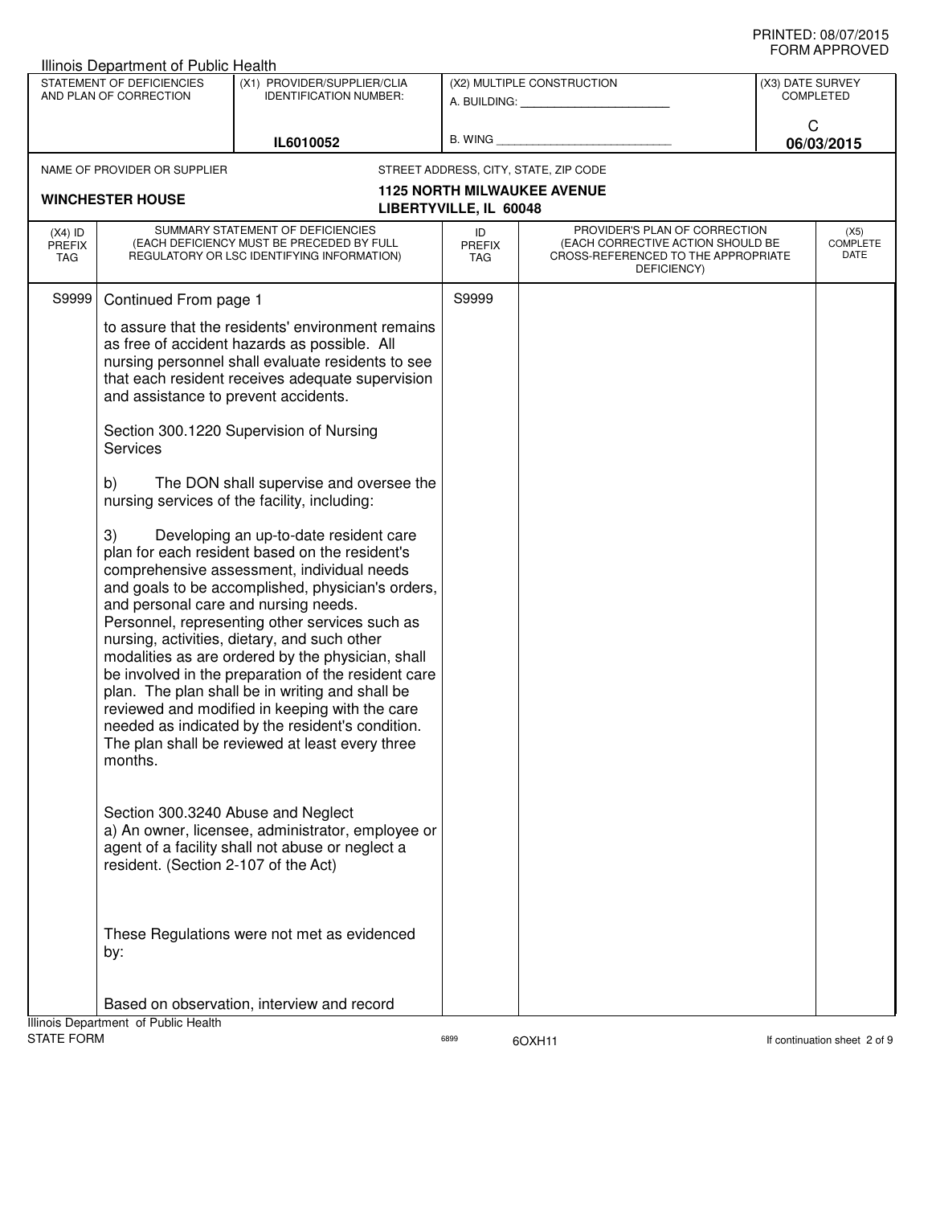PRINTED: 08/07/2015
FORM APPROVED

Illinois Department of Public Health

| STATEMENT OF DEFICIENCIES AND PLAN OF CORRECTION | (X1) PROVIDER/SUPPLIER/CLIA IDENTIFICATION NUMBER: | (X2) MULTIPLE CONSTRUCTION | (X3) DATE SURVEY COMPLETED |
|---|---|---|---|
| | IL6010052 | A. BUILDING: ______ B. WING ______ | C 06/03/2015 |

NAME OF PROVIDER OR SUPPLIER: **WINCHESTER HOUSE**

STREET ADDRESS, CITY, STATE, ZIP CODE: **1125 NORTH MILWAUKEE AVENUE, LIBERTYVILLE, IL 60048**

| (X4) ID PREFIX TAG | SUMMARY STATEMENT OF DEFICIENCIES (EACH DEFICIENCY MUST BE PRECEDED BY FULL REGULATORY OR LSC IDENTIFYING INFORMATION) | ID PREFIX TAG | PROVIDER'S PLAN OF CORRECTION (EACH CORRECTIVE ACTION SHOULD BE CROSS-REFERENCED TO THE APPROPRIATE DEFICIENCY) | (X5) COMPLETE DATE |
|---|---|---|---|---|
| S9999 | Continued From page 1 | S9999 | | |

to assure that the residents' environment remains as free of accident hazards as possible. All nursing personnel shall evaluate residents to see that each resident receives adequate supervision and assistance to prevent accidents.

Section 300.1220 Supervision of Nursing Services

b) The DON shall supervise and oversee the nursing services of the facility, including:

3) Developing an up-to-date resident care plan for each resident based on the resident's comprehensive assessment, individual needs and goals to be accomplished, physician's orders, and personal care and nursing needs. Personnel, representing other services such as nursing, activities, dietary, and such other modalities as are ordered by the physician, shall be involved in the preparation of the resident care plan. The plan shall be in writing and shall be reviewed and modified in keeping with the care needed as indicated by the resident's condition. The plan shall be reviewed at least every three months.

Section 300.3240 Abuse and Neglect
a) An owner, licensee, administrator, employee or agent of a facility shall not abuse or neglect a resident. (Section 2-107 of the Act)

These Regulations were not met as evidenced by:

Based on observation, interview and record

Illinois Department of Public Health
STATE FORM 6899 6OXH11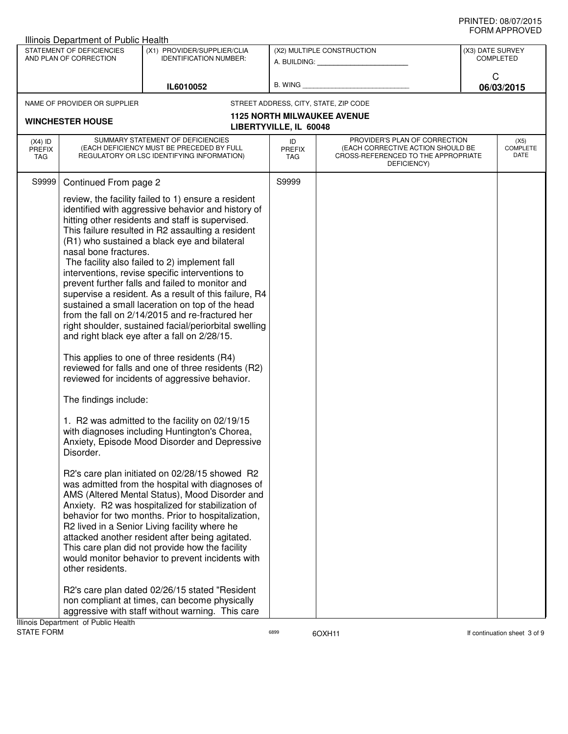Illinois Department of Public Health

| STATEMENT OF DEFICIENCIES AND PLAN OF CORRECTION | (X1) PROVIDER/SUPPLIER/CLIA IDENTIFICATION NUMBER: | (X2) MULTIPLE CONSTRUCTION | (X3) DATE SURVEY COMPLETED |
|---|---|---|---|
| | IL6010052 | A. BUILDING: ______ B. WING ______ | C 06/03/2015 |

| NAME OF PROVIDER OR SUPPLIER | STREET ADDRESS, CITY, STATE, ZIP CODE |
|---|---|
| WINCHESTER HOUSE | 1125 NORTH MILWAUKEE AVENUE LIBERTYVILLE, IL 60048 |

| (X4) ID PREFIX TAG | SUMMARY STATEMENT OF DEFICIENCIES (EACH DEFICIENCY MUST BE PRECEDED BY FULL REGULATORY OR LSC IDENTIFYING INFORMATION) | ID PREFIX TAG | PROVIDER'S PLAN OF CORRECTION (EACH CORRECTIVE ACTION SHOULD BE CROSS-REFERENCED TO THE APPROPRIATE DEFICIENCY) | (X5) COMPLETE DATE |
|---|---|---|---|---|
| S9999 | Continued From page 2 | S9999 | | |

review, the facility failed to 1) ensure a resident identified with aggressive behavior and history of hitting other residents and staff is supervised. This failure resulted in R2 assaulting a resident (R1) who sustained a black eye and bilateral nasal bone fractures.
The facility also failed to 2) implement fall interventions, revise specific interventions to prevent further falls and failed to monitor and supervise a resident. As a result of this failure, R4 sustained a small laceration on top of the head from the fall on 2/14/2015 and re-fractured her right shoulder, sustained facial/periorbital swelling and right black eye after a fall on 2/28/15.

This applies to one of three residents (R4) reviewed for falls and one of three residents (R2) reviewed for incidents of aggressive behavior.

The findings include:

1. R2 was admitted to the facility on 02/19/15 with diagnoses including Huntington's Chorea, Anxiety, Episode Mood Disorder and Depressive Disorder.

R2's care plan initiated on 02/28/15 showed R2 was admitted from the hospital with diagnoses of AMS (Altered Mental Status), Mood Disorder and Anxiety. R2 was hospitalized for stabilization of behavior for two months. Prior to hospitalization, R2 lived in a Senior Living facility where he attacked another resident after being agitated. This care plan did not provide how the facility would monitor behavior to prevent incidents with other residents.

R2's care plan dated 02/26/15 stated "Resident non compliant at times, can become physically aggressive with staff without warning. This care

Illinois Department of Public Health
STATE FORM 6899 6OXH11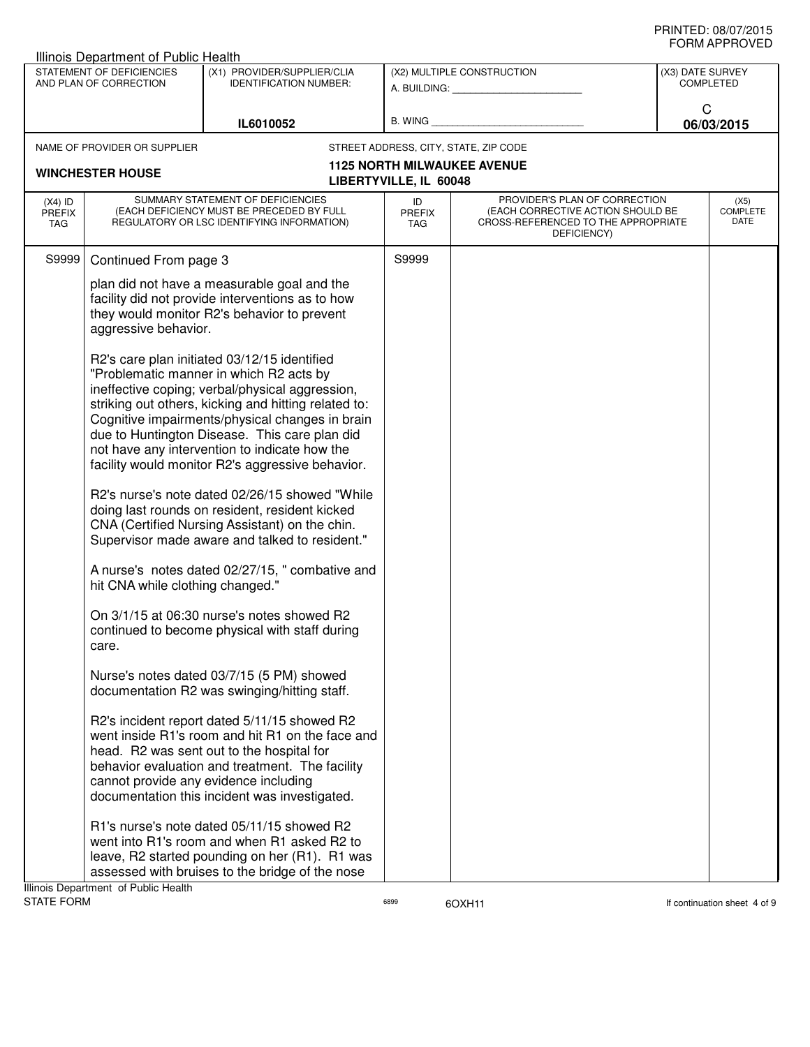Illinois Department of Public Health

| STATEMENT OF DEFICIENCIES AND PLAN OF CORRECTION | (X1) PROVIDER/SUPPLIER/CLIA IDENTIFICATION NUMBER: | (X2) MULTIPLE CONSTRUCTION | (X3) DATE SURVEY COMPLETED |
|---|---|---|---|
| | IL6010052 | A. BUILDING: ______ B. WING ______ | C 06/03/2015 |

NAME OF PROVIDER OR SUPPLIER: **WINCHESTER HOUSE**

STREET ADDRESS, CITY, STATE, ZIP CODE: **1125 NORTH MILWAUKEE AVENUE LIBERTYVILLE, IL 60048**

| (X4) ID PREFIX TAG | SUMMARY STATEMENT OF DEFICIENCIES (EACH DEFICIENCY MUST BE PRECEDED BY FULL REGULATORY OR LSC IDENTIFYING INFORMATION) | ID PREFIX TAG | PROVIDER'S PLAN OF CORRECTION (EACH CORRECTIVE ACTION SHOULD BE CROSS-REFERENCED TO THE APPROPRIATE DEFICIENCY) | (X5) COMPLETE DATE |
|---|---|---|---|---|
| S9999 | Continued From page 3 | S9999 | | |

plan did not have a measurable goal and the facility did not provide interventions as to how they would monitor R2's behavior to prevent aggressive behavior.

R2's care plan initiated 03/12/15 identified "Problematic manner in which R2 acts by ineffective coping; verbal/physical aggression, striking out others, kicking and hitting related to: Cognitive impairments/physical changes in brain due to Huntington Disease. This care plan did not have any intervention to indicate how the facility would monitor R2's aggressive behavior.

R2's nurse's note dated 02/26/15 showed "While doing last rounds on resident, resident kicked CNA (Certified Nursing Assistant) on the chin. Supervisor made aware and talked to resident."

A nurse's notes dated 02/27/15, " combative and hit CNA while clothing changed."

On 3/1/15 at 06:30 nurse's notes showed R2 continued to become physical with staff during care.

Nurse's notes dated 03/7/15 (5 PM) showed documentation R2 was swinging/hitting staff.

R2's incident report dated 5/11/15 showed R2 went inside R1's room and hit R1 on the face and head. R2 was sent out to the hospital for behavior evaluation and treatment. The facility cannot provide any evidence including documentation this incident was investigated.

R1's nurse's note dated 05/11/15 showed R2 went into R1's room and when R1 asked R2 to leave, R2 started pounding on her (R1). R1 was assessed with bruises to the bridge of the nose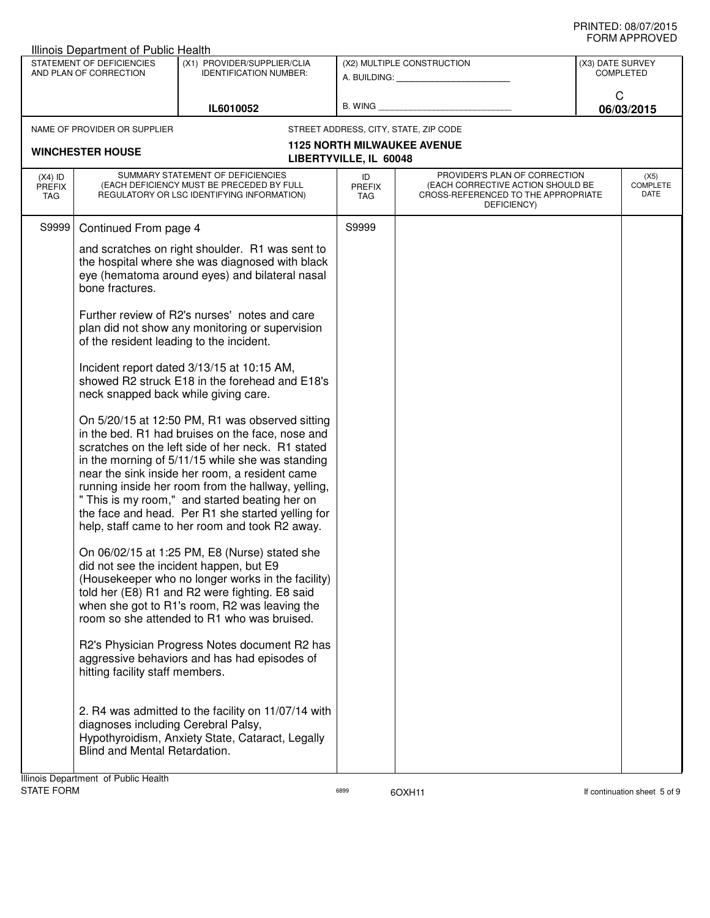Illinois Department of Public Health

| STATEMENT OF DEFICIENCIES AND PLAN OF CORRECTION | (X1) PROVIDER/SUPPLIER/CLIA IDENTIFICATION NUMBER: | (X2) MULTIPLE CONSTRUCTION | (X3) DATE SURVEY COMPLETED |
|---|---|---|---|
| | IL6010052 | A. BUILDING: ______ B. WING ______ | C 06/03/2015 |

| NAME OF PROVIDER OR SUPPLIER | STREET ADDRESS, CITY, STATE, ZIP CODE |
|---|---|
| WINCHESTER HOUSE | 1125 NORTH MILWAUKEE AVENUE LIBERTYVILLE, IL 60048 |

| (X4) ID PREFIX TAG | SUMMARY STATEMENT OF DEFICIENCIES (EACH DEFICIENCY MUST BE PRECEDED BY FULL REGULATORY OR LSC IDENTIFYING INFORMATION) | ID PREFIX TAG | PROVIDER'S PLAN OF CORRECTION (EACH CORRECTIVE ACTION SHOULD BE CROSS-REFERENCED TO THE APPROPRIATE DEFICIENCY) | (X5) COMPLETE DATE |
|---|---|---|---|---|
| S9999 | Continued From page 4 | S9999 | | |

and scratches on right shoulder. R1 was sent to the hospital where she was diagnosed with black eye (hematoma around eyes) and bilateral nasal bone fractures.

Further review of R2's nurses' notes and care plan did not show any monitoring or supervision of the resident leading to the incident.

Incident report dated 3/13/15 at 10:15 AM, showed R2 struck E18 in the forehead and E18's neck snapped back while giving care.

On 5/20/15 at 12:50 PM, R1 was observed sitting in the bed. R1 had bruises on the face, nose and scratches on the left side of her neck. R1 stated in the morning of 5/11/15 while she was standing near the sink inside her room, a resident came running inside her room from the hallway, yelling, " This is my room," and started beating her on the face and head. Per R1 she started yelling for help, staff came to her room and took R2 away.

On 06/02/15 at 1:25 PM, E8 (Nurse) stated she did not see the incident happen, but E9 (Housekeeper who no longer works in the facility) told her (E8) R1 and R2 were fighting. E8 said when she got to R1's room, R2 was leaving the room so she attended to R1 who was bruised.

R2's Physician Progress Notes document R2 has aggressive behaviors and has had episodes of hitting facility staff members.

2. R4 was admitted to the facility on 11/07/14 with diagnoses including Cerebral Palsy, Hypothyroidism, Anxiety State, Cataract, Legally Blind and Mental Retardation.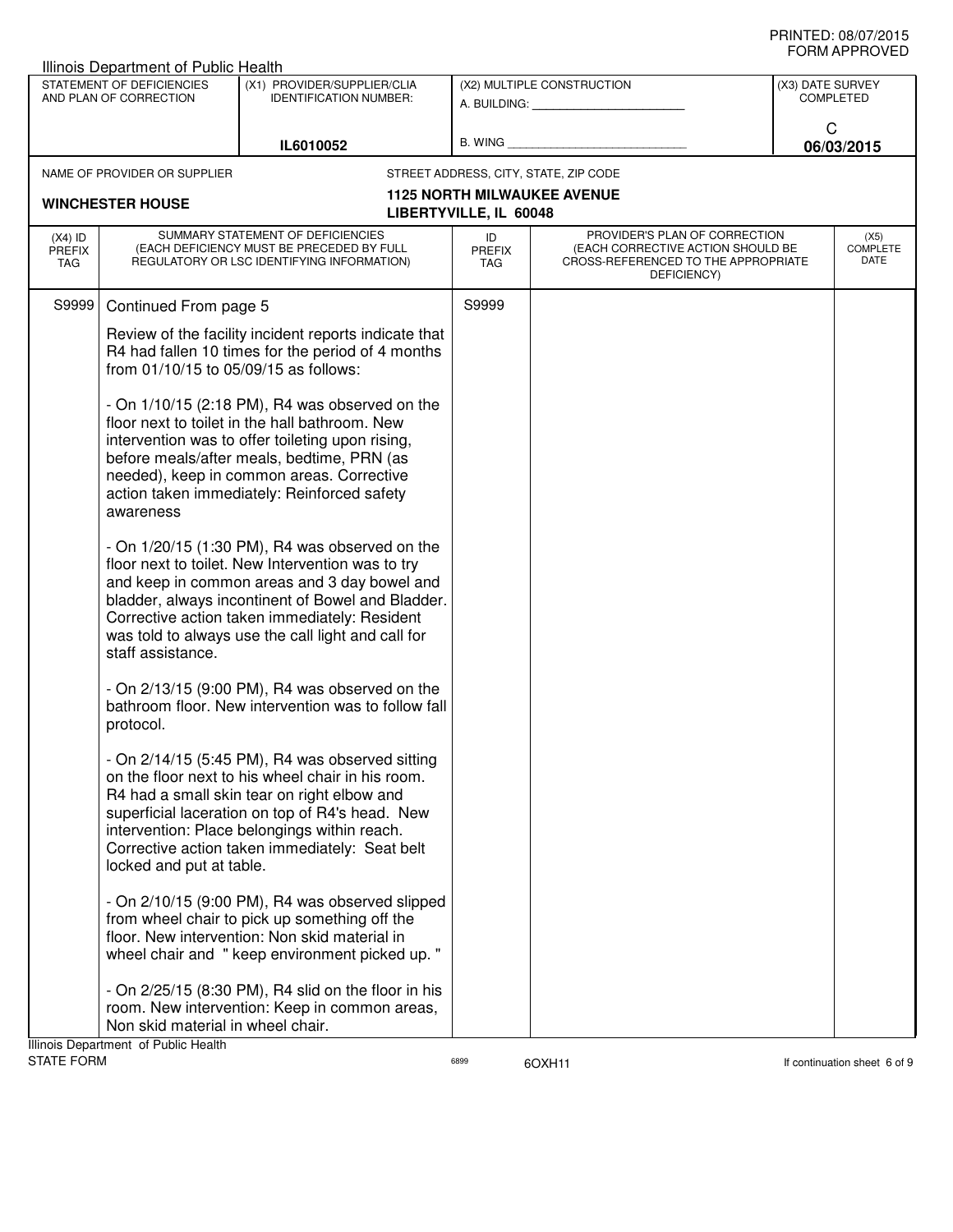PRINTED: 08/07/2015
FORM APPROVED

Illinois Department of Public Health

| STATEMENT OF DEFICIENCIES AND PLAN OF CORRECTION | (X1) PROVIDER/SUPPLIER/CLIA IDENTIFICATION NUMBER: | (X2) MULTIPLE CONSTRUCTION | (X3) DATE SURVEY COMPLETED |
|---|---|---|---|
| | IL6010052 | A. BUILDING: ______ B. WING ______ | C 06/03/2015 |

NAME OF PROVIDER OR SUPPLIER: **WINCHESTER HOUSE**

STREET ADDRESS, CITY, STATE, ZIP CODE: **1125 NORTH MILWAUKEE AVENUE LIBERTYVILLE, IL 60048**

| (X4) ID PREFIX TAG | SUMMARY STATEMENT OF DEFICIENCIES (EACH DEFICIENCY MUST BE PRECEDED BY FULL REGULATORY OR LSC IDENTIFYING INFORMATION) | ID PREFIX TAG | PROVIDER'S PLAN OF CORRECTION (EACH CORRECTIVE ACTION SHOULD BE CROSS-REFERENCED TO THE APPROPRIATE DEFICIENCY) | (X5) COMPLETE DATE |
|---|---|---|---|---|
| S9999 | Continued From page 5 | S9999 | | |

Review of the facility incident reports indicate that R4 had fallen 10 times for the period of 4 months from 01/10/15 to 05/09/15 as follows:

- On 1/10/15 (2:18 PM), R4 was observed on the floor next to toilet in the hall bathroom. New intervention was to offer toileting upon rising, before meals/after meals, bedtime, PRN (as needed), keep in common areas. Corrective action taken immediately: Reinforced safety awareness

- On 1/20/15 (1:30 PM), R4 was observed on the floor next to toilet. New Intervention was to try and keep in common areas and 3 day bowel and bladder, always incontinent of Bowel and Bladder. Corrective action taken immediately: Resident was told to always use the call light and call for staff assistance.

- On 2/13/15 (9:00 PM), R4 was observed on the bathroom floor. New intervention was to follow fall protocol.

- On 2/14/15 (5:45 PM), R4 was observed sitting on the floor next to his wheel chair in his room. R4 had a small skin tear on right elbow and superficial laceration on top of R4's head. New intervention: Place belongings within reach. Corrective action taken immediately: Seat belt locked and put at table.

- On 2/10/15 (9:00 PM), R4 was observed slipped from wheel chair to pick up something off the floor. New intervention: Non skid material in wheel chair and " keep environment picked up. "

- On 2/25/15 (8:30 PM), R4 slid on the floor in his room. New intervention: Keep in common areas, Non skid material in wheel chair.

Illinois Department of Public Health
STATE FORM 6899 6OXH11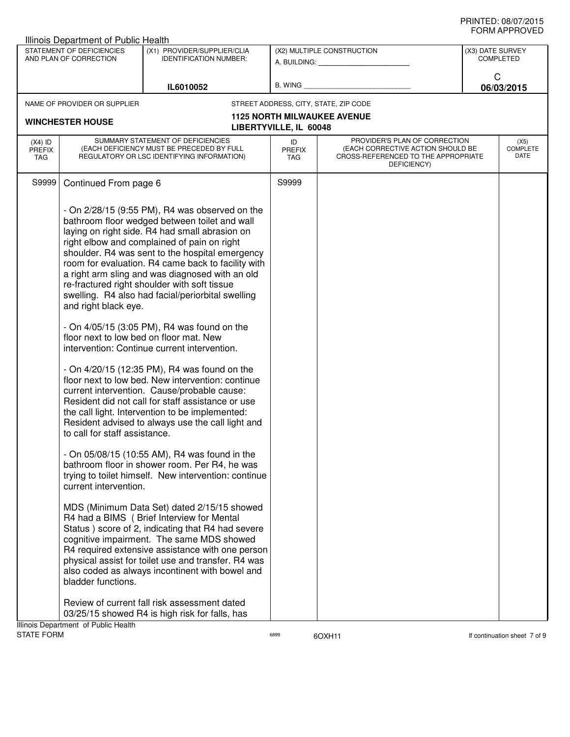Illinois Department of Public Health

| STATEMENT OF DEFICIENCIES AND PLAN OF CORRECTION | (X1) PROVIDER/SUPPLIER/CLIA IDENTIFICATION NUMBER: | (X2) MULTIPLE CONSTRUCTION | (X3) DATE SURVEY COMPLETED |
|---|---|---|---|
| | IL6010052 | A. BUILDING: _______ B. WING _______ | C 06/03/2015 |

| NAME OF PROVIDER OR SUPPLIER | STREET ADDRESS, CITY, STATE, ZIP CODE |
|---|---|
| WINCHESTER HOUSE | 1125 NORTH MILWAUKEE AVENUE LIBERTYVILLE, IL 60048 |

| (X4) ID PREFIX TAG | SUMMARY STATEMENT OF DEFICIENCIES (EACH DEFICIENCY MUST BE PRECEDED BY FULL REGULATORY OR LSC IDENTIFYING INFORMATION) | ID PREFIX TAG | PROVIDER'S PLAN OF CORRECTION (EACH CORRECTIVE ACTION SHOULD BE CROSS-REFERENCED TO THE APPROPRIATE DEFICIENCY) | (X5) COMPLETE DATE |
|---|---|---|---|---|
| S9999 | Continued From page 6 | S9999 | | |

- On 2/28/15 (9:55 PM), R4 was observed on the bathroom floor wedged between toilet and wall laying on right side. R4 had small abrasion on right elbow and complained of pain on right shoulder. R4 was sent to the hospital emergency room for evaluation. R4 came back to facility with a right arm sling and was diagnosed with an old re-fractured right shoulder with soft tissue swelling. R4 also had facial/periorbital swelling and right black eye.

- On 4/05/15 (3:05 PM), R4 was found on the floor next to low bed on floor mat. New intervention: Continue current intervention.

- On 4/20/15 (12:35 PM), R4 was found on the floor next to low bed. New intervention: continue current intervention. Cause/probable cause: Resident did not call for staff assistance or use the call light. Intervention to be implemented: Resident advised to always use the call light and to call for staff assistance.

- On 05/08/15 (10:55 AM), R4 was found in the bathroom floor in shower room. Per R4, he was trying to toilet himself. New intervention: continue current intervention.

MDS (Minimum Data Set) dated 2/15/15 showed R4 had a BIMS ( Brief Interview for Mental Status ) score of 2, indicating that R4 had severe cognitive impairment. The same MDS showed R4 required extensive assistance with one person physical assist for toilet use and transfer. R4 was also coded as always incontinent with bowel and bladder functions.

Review of current fall risk assessment dated 03/25/15 showed R4 is high risk for falls, has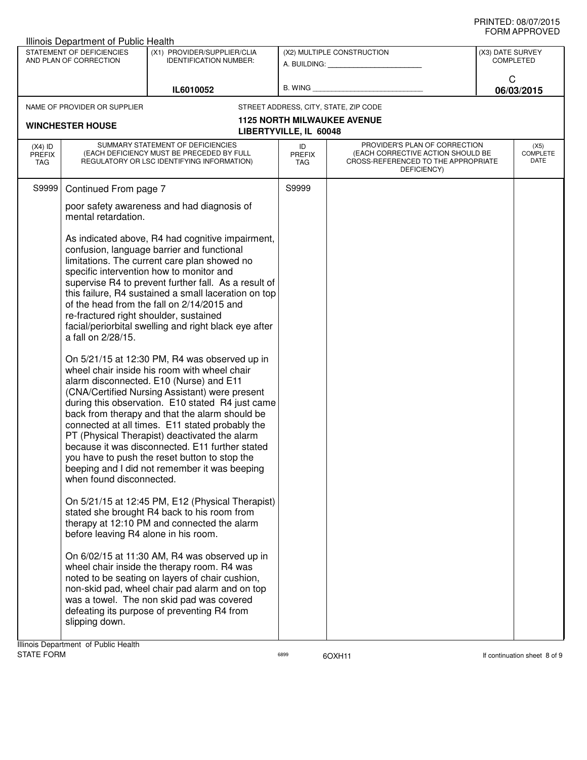Illinois Department of Public Health

| STATEMENT OF DEFICIENCIES AND PLAN OF CORRECTION | (X1) PROVIDER/SUPPLIER/CLIA IDENTIFICATION NUMBER: | (X2) MULTIPLE CONSTRUCTION | (X3) DATE SURVEY COMPLETED |
|---|---|---|---|
| | IL6010052 | A. BUILDING: ______ B. WING ______ | C 06/03/2015 |

NAME OF PROVIDER OR SUPPLIER: **WINCHESTER HOUSE**

STREET ADDRESS, CITY, STATE, ZIP CODE: **1125 NORTH MILWAUKEE AVENUE, LIBERTYVILLE, IL 60048**

| (X4) ID PREFIX TAG | SUMMARY STATEMENT OF DEFICIENCIES (EACH DEFICIENCY MUST BE PRECEDED BY FULL REGULATORY OR LSC IDENTIFYING INFORMATION) | ID PREFIX TAG | PROVIDER'S PLAN OF CORRECTION (EACH CORRECTIVE ACTION SHOULD BE CROSS-REFERENCED TO THE APPROPRIATE DEFICIENCY) | (X5) COMPLETE DATE |
|---|---|---|---|---|
| S9999 | Continued From page 7 | S9999 | | |

poor safety awareness and had diagnosis of mental retardation.

As indicated above, R4 had cognitive impairment, confusion, language barrier and functional limitations. The current care plan showed no specific intervention how to monitor and supervise R4 to prevent further fall. As a result of this failure, R4 sustained a small laceration on top of the head from the fall on 2/14/2015 and re-fractured right shoulder, sustained facial/periorbital swelling and right black eye after a fall on 2/28/15.

On 5/21/15 at 12:30 PM, R4 was observed up in wheel chair inside his room with wheel chair alarm disconnected. E10 (Nurse) and E11 (CNA/Certified Nursing Assistant) were present during this observation. E10 stated R4 just came back from therapy and that the alarm should be connected at all times. E11 stated probably the PT (Physical Therapist) deactivated the alarm because it was disconnected. E11 further stated you have to push the reset button to stop the beeping and I did not remember it was beeping when found disconnected.

On 5/21/15 at 12:45 PM, E12 (Physical Therapist) stated she brought R4 back to his room from therapy at 12:10 PM and connected the alarm before leaving R4 alone in his room.

On 6/02/15 at 11:30 AM, R4 was observed up in wheel chair inside the therapy room. R4 was noted to be seating on layers of chair cushion, non-skid pad, wheel chair pad alarm and on top was a towel. The non skid pad was covered defeating its purpose of preventing R4 from slipping down.

Illinois Department of Public Health
STATE FORM 6899 6OXH11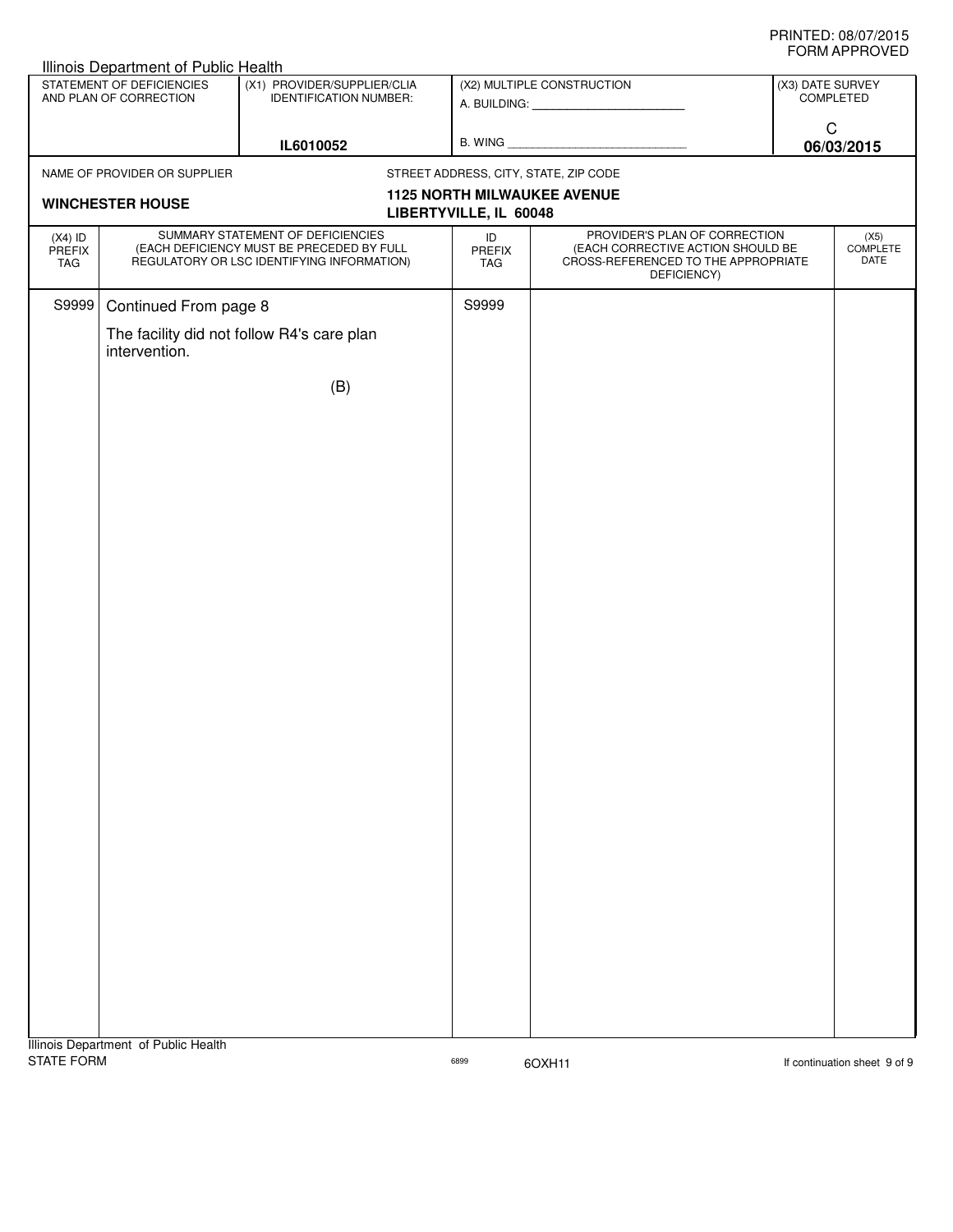Illinois Department of Public Health

| STATEMENT OF DEFICIENCIES AND PLAN OF CORRECTION | (X1) PROVIDER/SUPPLIER/CLIA IDENTIFICATION NUMBER: | (X2) MULTIPLE CONSTRUCTION | (X3) DATE SURVEY COMPLETED |
|---|---|---|---|
| | IL6010052 | A. BUILDING: ________ B. WING ________ | C 06/03/2015 |

NAME OF PROVIDER OR SUPPLIER: **WINCHESTER HOUSE**

STREET ADDRESS, CITY, STATE, ZIP CODE: **1125 NORTH MILWAUKEE AVENUE LIBERTYVILLE, IL 60048**

| (X4) ID PREFIX TAG | SUMMARY STATEMENT OF DEFICIENCIES (EACH DEFICIENCY MUST BE PRECEDED BY FULL REGULATORY OR LSC IDENTIFYING INFORMATION) | ID PREFIX TAG | PROVIDER'S PLAN OF CORRECTION (EACH CORRECTIVE ACTION SHOULD BE CROSS-REFERENCED TO THE APPROPRIATE DEFICIENCY) | (X5) COMPLETE DATE |
|---|---|---|---|---|
| S9999 | Continued From page 8<br><br>The facility did not follow R4's care plan intervention.<br><br>(B) | S9999 | | |

Illinois Department of Public Health
STATE FORM 6899 6OXH11